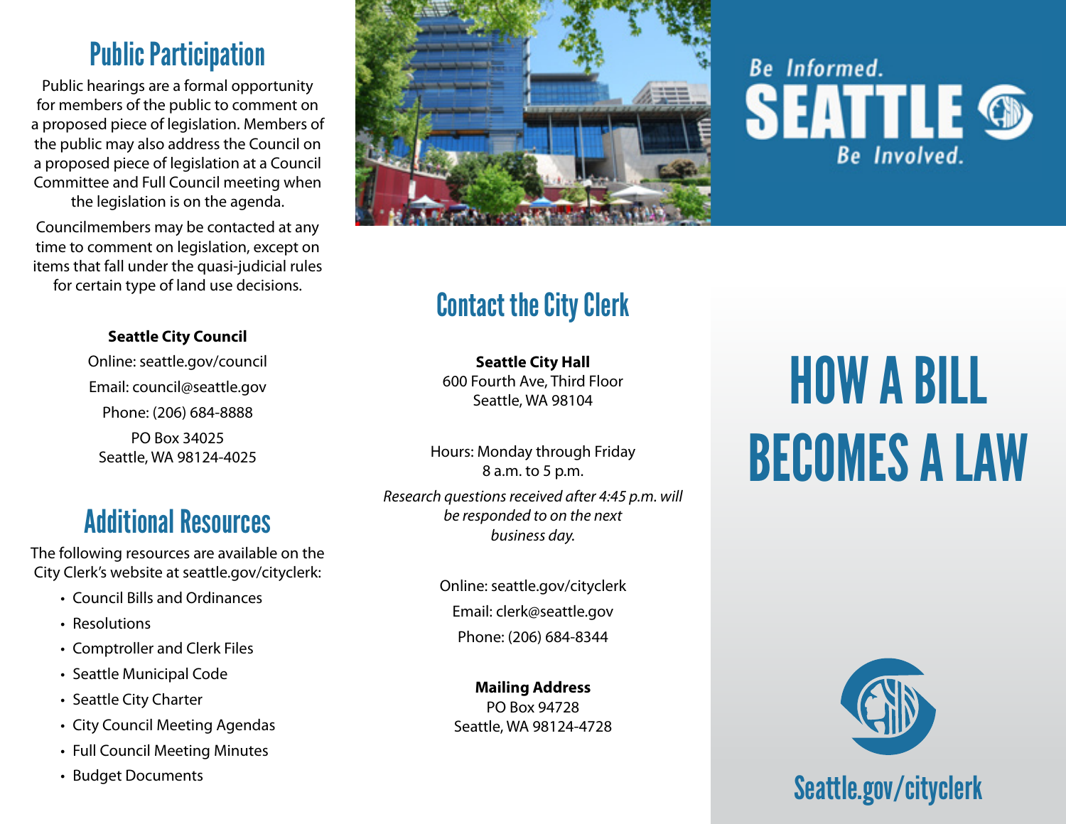## Public Participation

Public hearings are a formal opportunity for members of the public to comment on a proposed piece of legislation. Members of the public may also address the Council on a proposed piece of legislation at a Council Committee and Full Council meeting when the legislation is on the agenda.

Councilmembers may be contacted at any time to comment on legislation, except on items that fall under the quasi-judicial rules for certain type of land use decisions.

**Seattle City Council**

Online: seattle.gov/council

Email: council@seattle.gov

Phone: (206) 684-8888

PO Box 34025
Seattle, WA 98124-4025

## Additional Resources

The following resources are available on the City Clerk's website at seattle.gov/cityclerk:

- Council Bills and Ordinances
- Resolutions
- Comptroller and Clerk Files
- Seattle Municipal Code
- Seattle City Charter
- City Council Meeting Agendas
- Full Council Meeting Minutes
- Budget Documents

## Contact the City Clerk

**Seattle City Hall**
600 Fourth Ave, Third Floor
Seattle, WA 98104

Hours: Monday through Friday
8 a.m. to 5 p.m.

*Research questions received after 4:45 p.m. will be responded to on the next business day.*

Online: seattle.gov/cityclerk

Email: clerk@seattle.gov

Phone: (206) 684-8344

**Mailing Address**
PO Box 94728
Seattle, WA 98124-4728

Be Informed. SEATTLE Be Involved.

# HOW A BILL BECOMES A LAW

Seattle.gov/cityclerk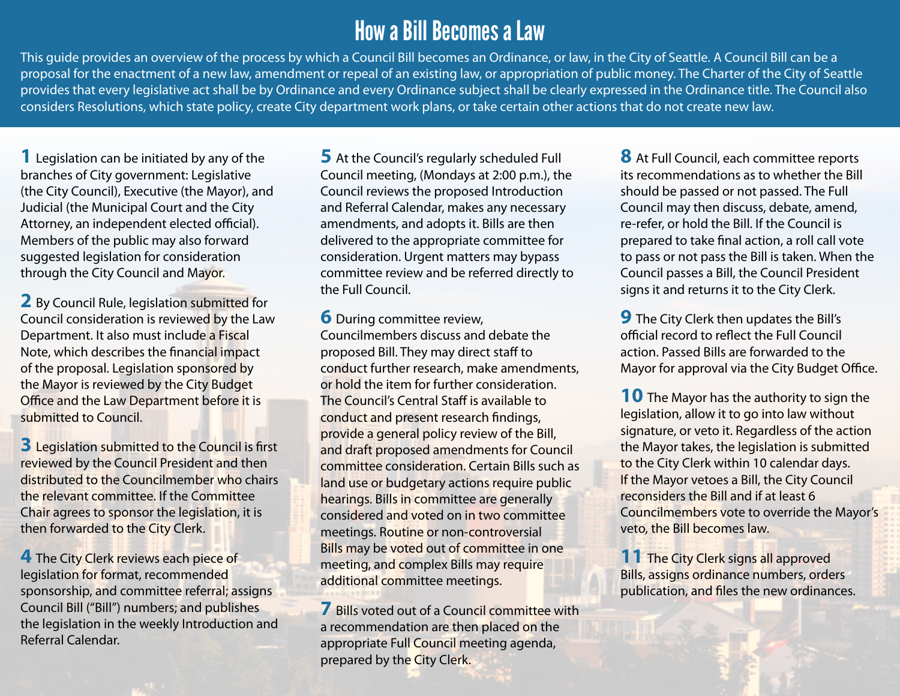# How a Bill Becomes a Law

This guide provides an overview of the process by which a Council Bill becomes an Ordinance, or law, in the City of Seattle. A Council Bill can be a proposal for the enactment of a new law, amendment or repeal of an existing law, or appropriation of public money. The Charter of the City of Seattle provides that every legislative act shall be by Ordinance and every Ordinance subject shall be clearly expressed in the Ordinance title. The Council also considers Resolutions, which state policy, create City department work plans, or take certain other actions that do not create new law.

**1** Legislation can be initiated by any of the branches of City government: Legislative (the City Council), Executive (the Mayor), and Judicial (the Municipal Court and the City Attorney, an independent elected official). Members of the public may also forward suggested legislation for consideration through the City Council and Mayor.

**2** By Council Rule, legislation submitted for Council consideration is reviewed by the Law Department. It also must include a Fiscal Note, which describes the financial impact of the proposal. Legislation sponsored by the Mayor is reviewed by the City Budget Office and the Law Department before it is submitted to Council.

**3** Legislation submitted to the Council is first reviewed by the Council President and then distributed to the Councilmember who chairs the relevant committee. If the Committee Chair agrees to sponsor the legislation, it is then forwarded to the City Clerk.

**4** The City Clerk reviews each piece of legislation for format, recommended sponsorship, and committee referral; assigns Council Bill ("Bill") numbers; and publishes the legislation in the weekly Introduction and Referral Calendar.

**5** At the Council's regularly scheduled Full Council meeting, (Mondays at 2:00 p.m.), the Council reviews the proposed Introduction and Referral Calendar, makes any necessary amendments, and adopts it. Bills are then delivered to the appropriate committee for consideration. Urgent matters may bypass committee review and be referred directly to the Full Council.

**6** During committee review, Councilmembers discuss and debate the proposed Bill. They may direct staff to conduct further research, make amendments, or hold the item for further consideration. The Council's Central Staff is available to conduct and present research findings, provide a general policy review of the Bill, and draft proposed amendments for Council committee consideration. Certain Bills such as land use or budgetary actions require public hearings. Bills in committee are generally considered and voted on in two committee meetings. Routine or non-controversial Bills may be voted out of committee in one meeting, and complex Bills may require additional committee meetings.

**7** Bills voted out of a Council committee with a recommendation are then placed on the appropriate Full Council meeting agenda, prepared by the City Clerk.

**8** At Full Council, each committee reports its recommendations as to whether the Bill should be passed or not passed. The Full Council may then discuss, debate, amend, re-refer, or hold the Bill. If the Council is prepared to take final action, a roll call vote to pass or not pass the Bill is taken. When the Council passes a Bill, the Council President signs it and returns it to the City Clerk.

**9** The City Clerk then updates the Bill's official record to reflect the Full Council action. Passed Bills are forwarded to the Mayor for approval via the City Budget Office.

**10** The Mayor has the authority to sign the legislation, allow it to go into law without signature, or veto it. Regardless of the action the Mayor takes, the legislation is submitted to the City Clerk within 10 calendar days. If the Mayor vetoes a Bill, the City Council reconsiders the Bill and if at least 6 Councilmembers vote to override the Mayor's veto, the Bill becomes law.

**11** The City Clerk signs all approved Bills, assigns ordinance numbers, orders publication, and files the new ordinances.